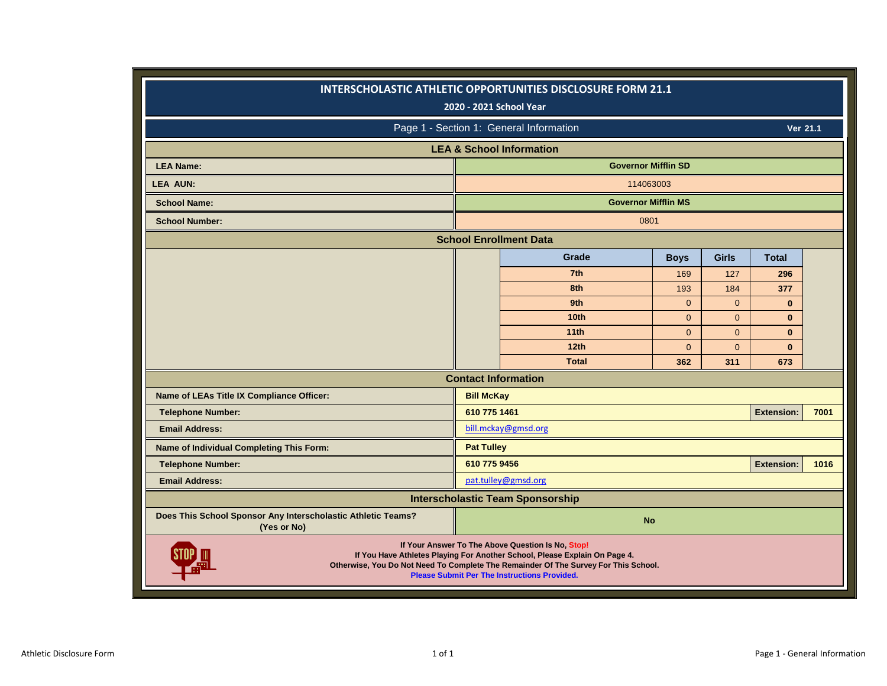# INTERSCHOLASTIC ATHLETIC OPPORTUNITIES DISCLOSURE FORM 21.1

**2020 - 2021 School Year**

## Page 1 - Section 1: General Information

**Ver 21.1**

### LEA & School Information

| | |
|---|---|
| **LEA Name:** | **Governor Mifflin SD** |
| **LEA AUN:** | 114063003 |
| **School Name:** | **Governor Mifflin MS** |
| **School Number:** | 0801 |

### School Enrollment Data

| Grade | Boys | Girls | Total |
|---|---|---|---|
| 7th | 169 | 127 | 296 |
| 8th | 193 | 184 | 377 |
| 9th | 0 | 0 | 0 |
| 10th | 0 | 0 | 0 |
| 11th | 0 | 0 | 0 |
| 12th | 0 | 0 | 0 |
| Total | 362 | 311 | 673 |

### Contact Information

| | | | |
|---|---|---|---|
| **Name of LEAs Title IX Compliance Officer:** | **Bill McKay** | | |
| **Telephone Number:** | **610 775 1461** | **Extension:** | **7001** |
| **Email Address:** | bill.mckay@gmsd.org | | |
| **Name of Individual Completing This Form:** | **Pat Tulley** | | |
| **Telephone Number:** | **610 775 9456** | **Extension:** | **1016** |
| **Email Address:** | pat.tulley@gmsd.org | | |

### Interscholastic Team Sponsorship

| | |
|---|---|
| **Does This School Sponsor Any Interscholastic Athletic Teams? (Yes or No)** | **No** |

**If Your Answer To The Above Question Is No, Stop!**
**If You Have Athletes Playing For Another School, Please Explain On Page 4.**
**Otherwise, You Do Not Need To Complete The Remainder Of The Survey For This School.**
**Please Submit Per The Instructions Provided.**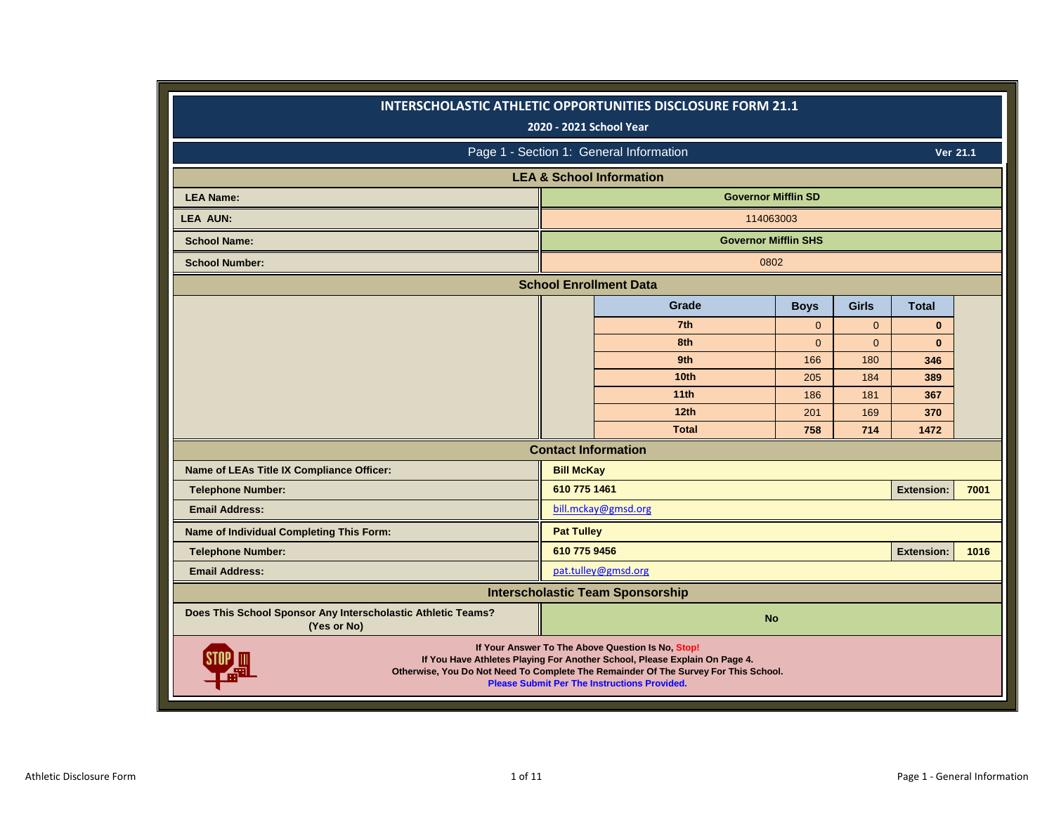# INTERSCHOLASTIC ATHLETIC OPPORTUNITIES DISCLOSURE FORM 21.1

**2020 - 2021 School Year**

## Page 1 - Section 1: General Information

**Ver 21.1**

### LEA & School Information

| | |
|---|---|
| **LEA Name:** | **Governor Mifflin SD** |
| **LEA AUN:** | 114063003 |
| **School Name:** | **Governor Mifflin SHS** |
| **School Number:** | 0802 |

### School Enrollment Data

| Grade | Boys | Girls | Total |
|---|---|---|---|
| 7th | 0 | 0 | 0 |
| 8th | 0 | 0 | 0 |
| 9th | 166 | 180 | 346 |
| 10th | 205 | 184 | 389 |
| 11th | 186 | 181 | 367 |
| 12th | 201 | 169 | 370 |
| Total | 758 | 714 | 1472 |

### Contact Information

| | | | |
|---|---|---|---|
| **Name of LEAs Title IX Compliance Officer:** | **Bill McKay** | | |
| **Telephone Number:** | **610 775 1461** | **Extension:** | **7001** |
| **Email Address:** | bill.mckay@gmsd.org | | |
| **Name of Individual Completing This Form:** | **Pat Tulley** | | |
| **Telephone Number:** | **610 775 9456** | **Extension:** | **1016** |
| **Email Address:** | pat.tulley@gmsd.org | | |

### Interscholastic Team Sponsorship

| | |
|---|---|
| **Does This School Sponsor Any Interscholastic Athletic Teams? (Yes or No)** | **No** |

**If Your Answer To The Above Question Is No, Stop!**
**If You Have Athletes Playing For Another School, Please Explain On Page 4.**
**Otherwise, You Do Not Need To Complete The Remainder Of The Survey For This School.**
**Please Submit Per The Instructions Provided.**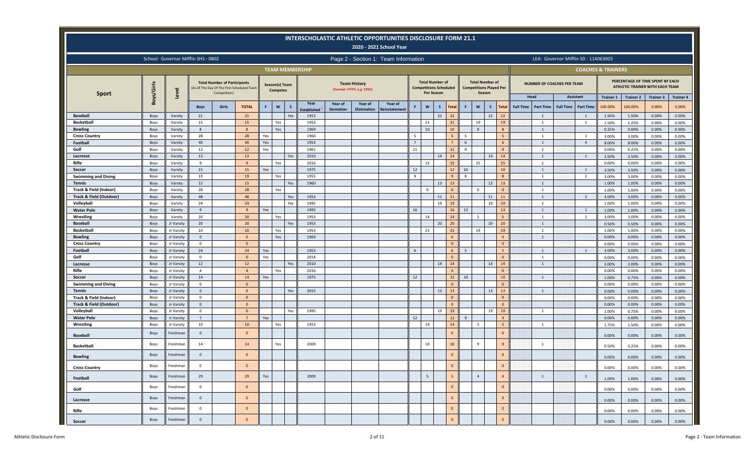# INTERSCHOLASTIC ATHLETIC OPPORTUNITIES DISCLOSURE FORM 21.1

## 2020 - 2021 School Year

School: Governor Mifflin SHS - 0802

Page 2 - Section 1: Team Information

LEA: Governor Mifflin SD - 114063003

| | | | TEAM MEMBERSHIP | | | | | | | | | | | | | | | | | | | | COACHES & TRAINERS | | | | | | | |
|---|---|---|---|---|---|---|---|---|---|---|---|---|---|---|---|---|---|---|---|---|---|---|---|---|---|---|---|---|---|---|
| Sport | Boys/Girls | Level | Total Number of Participants (As Of The Day Of The First Scheduled Team Competition) | | | Season(s) Team Competes | | | Team History (Format =YYYY, e.g. 1955) | | | | Total Number of Competitions Scheduled Per Season | | | | Total Number of Competitions Played Per Season | | | | NUMBER OF COACHES PER TEAM | | | | PERCENTAGE OF TIME SPENT BY EACH ATHLETIC TRAINER WITH EACH TEAM | | | |
| | | | | | | | | | | | | | | | | | | | | | Head | | Assistant | | Trainer 1 | Trainer 2 | Trainer 3 | Trainer 4 |
| | | | Boys | Girls | TOTAL | F | W | S | Year Established [1] | Year of Demotion | Year of Elimination | Year of Reinstatement | F | W | S | Total | F | W | S | Total | Full Time | Part Time | Full Time | Part Time | 100.00% | 100.00% | 0.00% | 0.00% |
| Baseball | Boys | Varsity | 21 | | 21 | | | Yes | 1953 | | | | | | 22 | 22 | | | 22 | 22 | | 1 | | 1 | 1.50% | 1.50% | 0.00% | 0.00% |
| Basketball | Boys | Varsity | 15 | | 15 | | Yes | | 1953 | | | | | 21 | | 21 | | 19 | | 19 | | 1 | | 1 | 1.50% | 1.25% | 0.00% | 0.00% |
| Bowling | Boys | Varsity | 8 | | 8 | | Yes | | 1969 | | | | | 10 | | 10 | | 8 | | 8 | | 1 | | | 0.25% | 0.00% | 0.00% | 0.00% |
| Cross Country | Boys | Varsity | 28 | | 28 | Yes | | | 1960 | | | | 5 | | | 5 | 5 | | | 5 | | 1 | | 1 | 3.00% | 3.00% | 0.00% | 0.00% |
| Football | Boys | Varsity | 40 | | 40 | Yes | | | 1953 | | | | 7 | | | 7 | 6 | | | 6 | | 1 | | 4 | 8.00% | 8.00% | 0.00% | 0.00% |
| Golf | Boys | Varsity | 12 | | 12 | Yes | | | 1961 | | | | 11 | | | 11 | 9 | | | 9 | | 1 | | | 0.00% | 0.25% | 0.00% | 0.00% |
| Lacrosse | Boys | Varsity | 13 | | 13 | | | Yes | 2010 | | | | | | 14 | 14 | | | 14 | 14 | | 1 | | 1 | 2.50% | 2.50% | 0.00% | 0.00% |
| Rifle | Boys | Varsity | 9 | | 9 | | Yes | | 2016 | | | | | 15 | | 15 | | 15 | | 15 | | 1 | | | 0.00% | 0.00% | 0.00% | 0.00% |
| Soccer | Boys | Varsity | 15 | | 15 | Yes | | | 1975 | | | | 12 | | | 12 | 10 | | | 10 | | 1 | | 1 | 3.50% | 3.50% | 0.00% | 0.00% |
| Swimming and Diving | Boys | Varsity | 19 | | 19 | | Yes | | 1955 | | | | 9 | | | 9 | 8 | | | 8 | | 1 | | 2 | 3.00% | 3.00% | 0.00% | 0.00% |
| Tennis | Boys | Varsity | 15 | | 15 | | | Yes | 1960 | | | | | | 13 | 13 | | | 13 | 13 | | 1 | | | 1.00% | 1.00% | 0.00% | 0.00% |
| Track & Field (Indoor) | Boys | Varsity | 28 | | 28 | | Yes | | | | | | | 0 | | 0 | | 0 | | 0 | | 1 | | | 1.00% | 1.00% | 0.00% | 0.00% |
| Track & Field (Outdoor) | Boys | Varsity | 48 | | 48 | | | Yes | 1953 | | | | | | 11 | 11 | | | 11 | 11 | | 1 | | 2 | 3.00% | 3.00% | 0.00% | 0.00% |
| Volleyball | Boys | Varsity | 24 | | 24 | | | Yes | 1995 | | | | | | 19 | 19 | | | 19 | 19 | | 1 | | | 1.00% | 1.00% | 0.00% | 0.00% |
| Water Polo | Boys | Varsity | 9 | | 9 | Yes | | | 1992 | | | | 16 | | | 16 | 13 | | | 13 | | 1 | | 1 | 1.00% | 1.00% | 0.00% | 0.00% |
| Wrestling | Boys | Varsity | 20 | | 20 | | Yes | | 1953 | | | | | 14 | | 14 | | 5 | | 5 | | 1 | | 1 | 3.00% | 3.00% | 0.00% | 0.00% |
| Baseball | Boys | Jr Varsity | 20 | | 20 | | | Yes | 1953 | | | | | | 20 | 20 | | | 20 | 20 | | 1 | | | 0.50% | 0.50% | 0.00% | 0.00% |
| Basketball | Boys | Jr Varsity | 10 | | 10 | | Yes | | 1953 | | | | | 21 | | 21 | | 19 | | 19 | | 1 | | | 1.00% | 1.00% | 0.00% | 0.00% |
| Bowling | Boys | Jr Varsity | 0 | | 0 | | Yes | | 1969 | | | | | | | 0 | | | | 0 | | 1 | | | 0.00% | 0.00% | 0.00% | 0.00% |
| Cross Country | Boys | Jr Varsity | 0 | | 0 | | | | | | | | | | | 0 | | | | 0 | | | | | 0.00% | 0.00% | 0.00% | 0.00% |
| Football | Boys | Jr Varsity | 24 | | 24 | Yes | | | 1953 | | | | 6 | | | 6 | 5 | | | 5 | | 1 | | 1 | 3.00% | 3.00% | 0.00% | 0.00% |
| Golf | Boys | Jr Varsity | 0 | | 0 | Yes | | | 2014 | | | | | | | 0 | | | | 0 | | 1 | | | 0.00% | 0.00% | 0.00% | 0.00% |
| Lacrosse | Boys | Jr Varsity | 12 | | 12 | | | Yes | 2010 | | | | | | 14 | 14 | | | 14 | 14 | | 1 | | | 2.00% | 2.00% | 0.00% | 0.00% |
| Rifle | Boys | Jr Varsity | 4 | | 4 | | Yes | | 2016 | | | | | | | 0 | | | | 0 | | | | | 0.00% | 0.00% | 0.00% | 0.00% |
| Soccer | Boys | Jr Varsity | 14 | | 14 | Yes | | | 1975 | | | | 12 | | | 12 | 10 | | | 10 | | 1 | | | 1.00% | 0.75% | 0.00% | 0.00% |
| Swimming and Diving | Boys | Jr Varsity | 0 | | 0 | | | | | | | | | | | 0 | | | | 0 | | | | | 0.00% | 0.00% | 0.00% | 0.00% |
| Tennis | Boys | Jr Varsity | 0 | | 0 | | | Yes | 2015 | | | | | | 13 | 13 | | | 13 | 13 | | 1 | | | 0.00% | 0.00% | 0.00% | 0.00% |
| Track & Field (Indoor) | Boys | Jr Varsity | 0 | | 0 | | | | | | | | | | | 0 | | | | 0 | | | | | 0.00% | 0.00% | 0.00% | 0.00% |
| Track & Field (Outdoor) | Boys | Jr Varsity | 0 | | 0 | | | | | | | | | | | 0 | | | | 0 | | | | | 0.00% | 0.00% | 0.00% | 0.00% |
| Volleyball | Boys | Jr Varsity | 0 | | 0 | | | Yes | 1995 | | | | | | 19 | 19 | | | 19 | 19 | | 1 | | | 1.00% | 0.75% | 0.00% | 0.00% |
| Water Polo | Boys | Jr Varsity | 7 | | 7 | Yes | | | | | | | 12 | | | 12 | 9 | | | 9 | | | | | 0.00% | 0.00% | 0.00% | 0.00% |
| Wrestling | Boys | Jr Varsity | 10 | | 10 | | Yes | | 1953 | | | | | 14 | | 14 | | 5 | | 5 | | 1 | | | 1.75% | 1.50% | 0.00% | 0.00% |
| Baseball | Boys | Freshman | 0 | | 0 | | | | | | | | | | | 0 | | | | 0 | | | | | 0.00% | 0.00% | 0.00% | 0.00% |
| Basketball | Boys | Freshman | 14 | | 14 | | Yes | | 2009 | | | | | 10 | | 10 | | 9 | | 9 | | 1 | | | 0.50% | 0.25% | 0.00% | 0.00% |
| Bowling | Boys | Freshman | 0 | | 0 | | | | | | | | | | | 0 | | | | 0 | | | | | 0.00% | 0.00% | 0.00% | 0.00% |
| Cross Country | Boys | Freshman | 0 | | 0 | | | | | | | | | | | 0 | | | | 0 | | | | | 0.00% | 0.00% | 0.00% | 0.00% |
| Football | Boys | Freshman | 29 | | 29 | Yes | | | 2009 | | | | | 5 | | 5 | | 4 | | 4 | | 1 | | 1 | 1.00% | 1.00% | 0.00% | 0.00% |
| Golf | Boys | Freshman | 0 | | 0 | | | | | | | | | | | 0 | | | | 0 | | | | | 0.00% | 0.00% | 0.00% | 0.00% |
| Lacrosse | Boys | Freshman | 0 | | 0 | | | | | | | | | | | 0 | | | | 0 | | | | | 0.00% | 0.00% | 0.00% | 0.00% |
| Rifle | Boys | Freshman | 0 | | 0 | | | | | | | | | | | 0 | | | | 0 | | | | | 0.00% | 0.00% | 0.00% | 0.00% |
| Soccer | Boys | Freshman | 0 | | 0 | | | | | | | | | | | 0 | | | | 0 | | | | | 0.00% | 0.00% | 0.00% | 0.00% |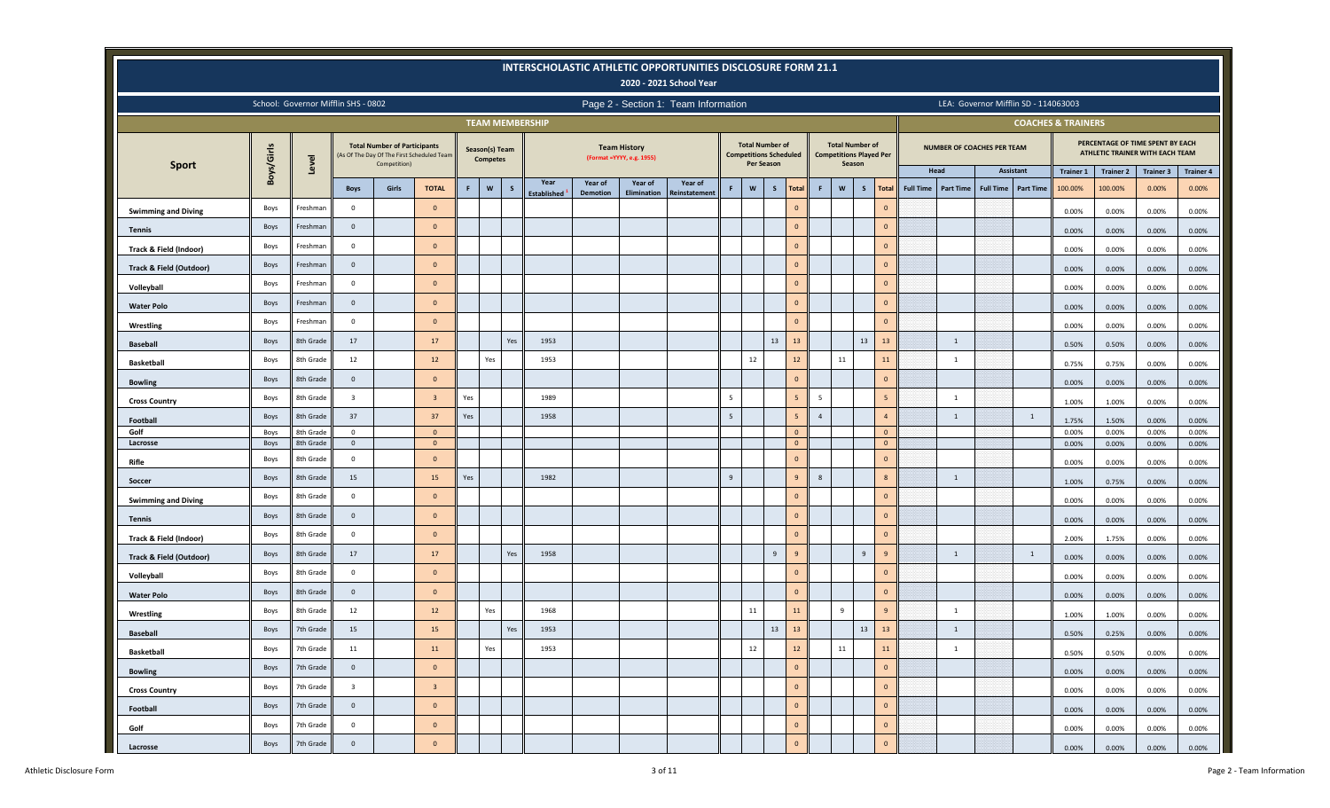# INTERSCHOLASTIC ATHLETIC OPPORTUNITIES DISCLOSURE FORM 21.1

## 2020 - 2021 School Year

School: Governor Mifflin SHS - 0802

Page 2 - Section 1: Team Information

LEA: Governor Mifflin SD - 114063003

| Sport | Boys/Girls | Level | TEAM MEMBERSHIP: Total Number of Participants (As Of The Day Of The First Scheduled Team Competition) | | | Season(s) Team Competes | | | Team History (Format =YYYY, e.g. 1955) | | | | Total Number of Competitions Scheduled Per Season | | | | Total Number of Competitions Played Per Season | | | | COACHES & TRAINERS: Number of Coaches Per Team | | | | Percentage of Time Spent by Each Athletic Trainer with Each Team | | | |
|---|---|---|---|---|---|---|---|---|---|---|---|---|---|---|---|---|---|---|---|---|---|---|---|---|---|---|---|---|
| | | | | | | | | | | | | | | | | | | | | | Head | | Assistant | | Trainer 1 | Trainer 2 | Trainer 3 | Trainer 4 |
| | | | Boys | Girls | TOTAL | F | W | S | Year Established [1] | Year of Demotion | Year of Elimination | Year of Reinstatement | F | W | S | Total | F | W | S | Total | Full Time | Part Time | Full Time | Part Time | 100.00% | 100.00% | 0.00% | 0.00% |
| Swimming and Diving | Boys | Freshman | 0 | | 0 | | | | | | | | | | | 0 | | | | 0 | | | | | 0.00% | 0.00% | 0.00% | 0.00% |
| Tennis | Boys | Freshman | 0 | | 0 | | | | | | | | | | | 0 | | | | 0 | | | | | 0.00% | 0.00% | 0.00% | 0.00% |
| Track & Field (Indoor) | Boys | Freshman | 0 | | 0 | | | | | | | | | | | 0 | | | | 0 | | | | | 0.00% | 0.00% | 0.00% | 0.00% |
| Track & Field (Outdoor) | Boys | Freshman | 0 | | 0 | | | | | | | | | | | 0 | | | | 0 | | | | | 0.00% | 0.00% | 0.00% | 0.00% |
| Volleyball | Boys | Freshman | 0 | | 0 | | | | | | | | | | | 0 | | | | 0 | | | | | 0.00% | 0.00% | 0.00% | 0.00% |
| Water Polo | Boys | Freshman | 0 | | 0 | | | | | | | | | | | 0 | | | | 0 | | | | | 0.00% | 0.00% | 0.00% | 0.00% |
| Wrestling | Boys | Freshman | 0 | | 0 | | | | | | | | | | | 0 | | | | 0 | | | | | 0.00% | 0.00% | 0.00% | 0.00% |
| Baseball | Boys | 8th Grade | 17 | | 17 | | | Yes | 1953 | | | | | | 13 | 13 | | | 13 | 13 | | 1 | | | 0.50% | 0.50% | 0.00% | 0.00% |
| Basketball | Boys | 8th Grade | 12 | | 12 | | Yes | | 1953 | | | | | 12 | | 12 | | 11 | | 11 | | 1 | | | 0.75% | 0.75% | 0.00% | 0.00% |
| Bowling | Boys | 8th Grade | 0 | | 0 | | | | | | | | | | | 0 | | | | 0 | | | | | 0.00% | 0.00% | 0.00% | 0.00% |
| Cross Country | Boys | 8th Grade | 3 | | 3 | Yes | | | 1989 | | | | 5 | | | 5 | 5 | | | 5 | | 1 | | | 1.00% | 1.00% | 0.00% | 0.00% |
| Football | Boys | 8th Grade | 37 | | 37 | Yes | | | 1958 | | | | 5 | | | 5 | 4 | | | 4 | | 1 | | 1 | 1.75% | 1.50% | 0.00% | 0.00% |
| Golf | Boys | 8th Grade | 0 | | 0 | | | | | | | | | | | 0 | | | | 0 | | | | | 0.00% | 0.00% | 0.00% | 0.00% |
| Lacrosse | Boys | 8th Grade | 0 | | 0 | | | | | | | | | | | 0 | | | | 0 | | | | | 0.00% | 0.00% | 0.00% | 0.00% |
| Rifle | Boys | 8th Grade | 0 | | 0 | | | | | | | | | | | 0 | | | | 0 | | | | | 0.00% | 0.00% | 0.00% | 0.00% |
| Soccer | Boys | 8th Grade | 15 | | 15 | Yes | | | 1982 | | | | 9 | | | 9 | 8 | | | 8 | | 1 | | | 1.00% | 0.75% | 0.00% | 0.00% |
| Swimming and Diving | Boys | 8th Grade | 0 | | 0 | | | | | | | | | | | 0 | | | | 0 | | | | | 0.00% | 0.00% | 0.00% | 0.00% |
| Tennis | Boys | 8th Grade | 0 | | 0 | | | | | | | | | | | 0 | | | | 0 | | | | | 0.00% | 0.00% | 0.00% | 0.00% |
| Track & Field (Indoor) | Boys | 8th Grade | 0 | | 0 | | | | | | | | | | | 0 | | | | 0 | | | | | 2.00% | 1.75% | 0.00% | 0.00% |
| Track & Field (Outdoor) | Boys | 8th Grade | 17 | | 17 | | | Yes | 1958 | | | | | | 9 | 9 | | | 9 | 9 | | 1 | | 1 | 0.00% | 0.00% | 0.00% | 0.00% |
| Volleyball | Boys | 8th Grade | 0 | | 0 | | | | | | | | | | | 0 | | | | 0 | | | | | 0.00% | 0.00% | 0.00% | 0.00% |
| Water Polo | Boys | 8th Grade | 0 | | 0 | | | | | | | | | | | 0 | | | | 0 | | | | | 0.00% | 0.00% | 0.00% | 0.00% |
| Wrestling | Boys | 8th Grade | 12 | | 12 | | Yes | | 1968 | | | | | 11 | | 11 | | 9 | | 9 | | 1 | | | 1.00% | 1.00% | 0.00% | 0.00% |
| Baseball | Boys | 7th Grade | 15 | | 15 | | | Yes | 1953 | | | | | | 13 | 13 | | | 13 | 13 | | 1 | | | 0.50% | 0.25% | 0.00% | 0.00% |
| Basketball | Boys | 7th Grade | 11 | | 11 | | Yes | | 1953 | | | | | 12 | | 12 | | 11 | | 11 | | 1 | | | 0.50% | 0.50% | 0.00% | 0.00% |
| Bowling | Boys | 7th Grade | 0 | | 0 | | | | | | | | | | | 0 | | | | 0 | | | | | 0.00% | 0.00% | 0.00% | 0.00% |
| Cross Country | Boys | 7th Grade | 3 | | 3 | | | | | | | | | | | 0 | | | | 0 | | | | | 0.00% | 0.00% | 0.00% | 0.00% |
| Football | Boys | 7th Grade | 0 | | 0 | | | | | | | | | | | 0 | | | | 0 | | | | | 0.00% | 0.00% | 0.00% | 0.00% |
| Golf | Boys | 7th Grade | 0 | | 0 | | | | | | | | | | | 0 | | | | 0 | | | | | 0.00% | 0.00% | 0.00% | 0.00% |
| Lacrosse | Boys | 7th Grade | 0 | | 0 | | | | | | | | | | | 0 | | | | 0 | | | | | 0.00% | 0.00% | 0.00% | 0.00% |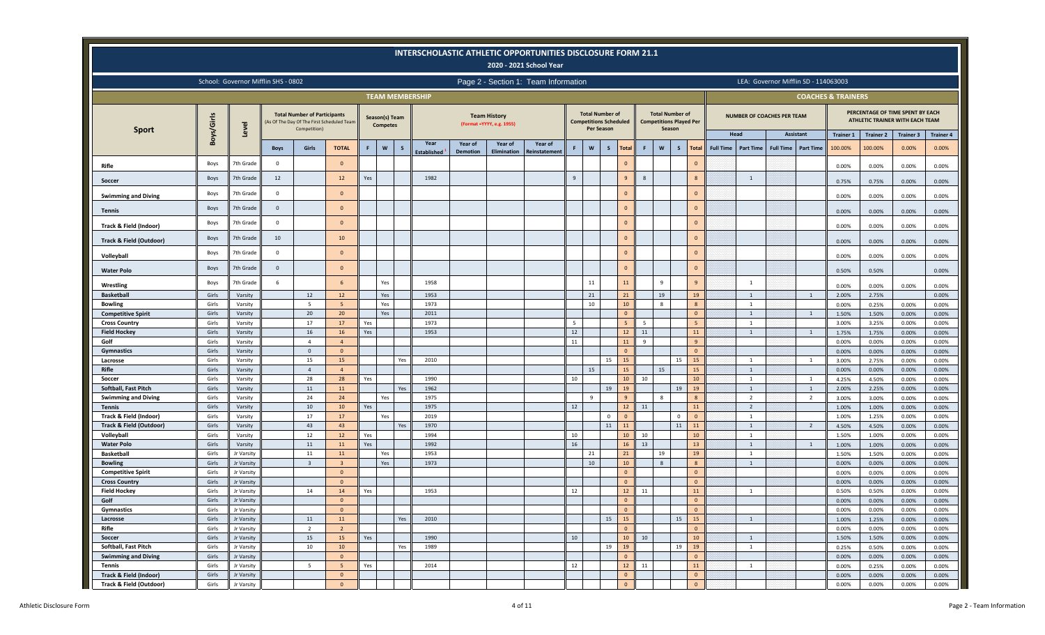# INTERSCHOLASTIC ATHLETIC OPPORTUNITIES DISCLOSURE FORM 21.1

## 2020 - 2021 School Year

School: Governor Mifflin SHS - 0802

Page 2 - Section 1: Team Information

LEA: Governor Mifflin SD - 114063003

| Sport | Boys/Girls | Level | Total Number of Participants (As Of The Day Of The First Scheduled Team Competition) | | | Season(s) Team Competes | | | Team History (Format =YYYY, e.g. 1955) | | | | Total Number of Competitions Scheduled Per Season | | | | Total Number of Competitions Played Per Season | | | | Number of Coaches Per Team | | | | Percentage of Time Spent by Each Athletic Trainer with Each Team | | | |
|---|---|---|---|---|---|---|---|---|---|---|---|---|---|---|---|---|---|---|---|---|---|---|---|---|---|---|---|---|
| | | | | | | | | | | | | | | | | | | | | | Head | | Assistant | | Trainer 1 | Trainer 2 | Trainer 3 | Trainer 4 |
| | | | Boys | Girls | TOTAL | F | W | S | Year Established[1] | Year of Demotion | Year of Elimination | Year of Reinstatement | F | W | S | Total | F | W | S | Total | Full Time | Part Time | Full Time | Part Time | 100.00% | 100.00% | 0.00% | 0.00% |
| Rifle | Boys | 7th Grade | 0 | | 0 | | | | | | | | | | | 0 | | | | 0 | | | | | 0.00% | 0.00% | 0.00% | 0.00% |
| Soccer | Boys | 7th Grade | 12 | | 12 | Yes | | | 1982 | | | | 9 | | | 9 | 8 | | | 8 | | 1 | | | 0.75% | 0.75% | 0.00% | 0.00% |
| Swimming and Diving | Boys | 7th Grade | 0 | | 0 | | | | | | | | | | | 0 | | | | 0 | | | | | 0.00% | 0.00% | 0.00% | 0.00% |
| Tennis | Boys | 7th Grade | 0 | | 0 | | | | | | | | | | | 0 | | | | 0 | | | | | 0.00% | 0.00% | 0.00% | 0.00% |
| Track & Field (Indoor) | Boys | 7th Grade | 0 | | 0 | | | | | | | | | | | 0 | | | | 0 | | | | | 0.00% | 0.00% | 0.00% | 0.00% |
| Track & Field (Outdoor) | Boys | 7th Grade | 10 | | 10 | | | | | | | | | | | 0 | | | | 0 | | | | | 0.00% | 0.00% | 0.00% | 0.00% |
| Volleyball | Boys | 7th Grade | 0 | | 0 | | | | | | | | | | | 0 | | | | 0 | | | | | 0.00% | 0.00% | 0.00% | 0.00% |
| Water Polo | Boys | 7th Grade | 0 | | 0 | | | | | | | | | | | 0 | | | | 0 | | | | | 0.50% | 0.50% | | 0.00% |
| Wrestling | Boys | 7th Grade | 6 | | 6 | | Yes | | 1958 | | | | | 11 | | 11 | | 9 | | 9 | | 1 | | | 0.00% | 0.00% | 0.00% | 0.00% |
| Basketball | Girls | Varsity | | 12 | 12 | | Yes | | 1953 | | | | | 21 | | 21 | | 19 | | 19 | | 1 | | 1 | 2.00% | 2.75% | | 0.00% |
| Bowling | Girls | Varsity | | 5 | 5 | | Yes | | 1973 | | | | | 10 | | 10 | | 8 | | 8 | | 1 | | | 0.00% | 0.25% | 0.00% | 0.00% |
| Competitive Spirit | Girls | Varsity | | 20 | 20 | | Yes | | 2011 | | | | | | | 0 | | | | 0 | | 1 | | 1 | 1.50% | 1.50% | 0.00% | 0.00% |
| Cross Country | Girls | Varsity | | 17 | 17 | Yes | | | 1973 | | | | 5 | | | 5 | 5 | | | 5 | | 1 | | | 3.00% | 3.25% | 0.00% | 0.00% |
| Field Hockey | Girls | Varsity | | 16 | 16 | Yes | | | 1953 | | | | 12 | | | 12 | 11 | | | 11 | | 1 | | 1 | 1.75% | 1.75% | 0.00% | 0.00% |
| Golf | Girls | Varsity | | 4 | 4 | | | | | | | | 11 | | | 11 | 9 | | | 9 | | | | | 0.00% | 0.00% | 0.00% | 0.00% |
| Gymnastics | Girls | Varsity | | 0 | 0 | | | | | | | | | | | 0 | | | | 0 | | | | | 0.00% | 0.00% | 0.00% | 0.00% |
| Lacrosse | Girls | Varsity | | 15 | 15 | | | Yes | 2010 | | | | | | 15 | 15 | | | 15 | 15 | | 1 | | 1 | 3.00% | 2.75% | 0.00% | 0.00% |
| Rifle | Girls | Varsity | | 4 | 4 | | | | | | | | | 15 | | 15 | | 15 | | 15 | | 1 | | | 0.00% | 0.00% | 0.00% | 0.00% |
| Soccer | Girls | Varsity | | 28 | 28 | Yes | | | 1990 | | | | 10 | | | 10 | 10 | | | 10 | | 1 | | 1 | 4.25% | 4.50% | 0.00% | 0.00% |
| Softball, Fast Pitch | Girls | Varsity | | 11 | 11 | | | Yes | 1962 | | | | | | 19 | 19 | | | 19 | 19 | | 1 | | 1 | 2.00% | 2.25% | 0.00% | 0.00% |
| Swimming and Diving | Girls | Varsity | | 24 | 24 | | Yes | | 1975 | | | | | 9 | | 9 | | 8 | | 8 | | 2 | | 2 | 3.00% | 3.00% | 0.00% | 0.00% |
| Tennis | Girls | Varsity | | 10 | 10 | Yes | | | 1975 | | | | 12 | | | 12 | 11 | | | 11 | | 2 | | | 1.00% | 1.00% | 0.00% | 0.00% |
| Track & Field (Indoor) | Girls | Varsity | | 17 | 17 | | Yes | | 2019 | | | | | | 0 | 0 | | | 0 | 0 | | 1 | | | 1.00% | 1.25% | 0.00% | 0.00% |
| Track & Field (Outdoor) | Girls | Varsity | | 43 | 43 | | | Yes | 1970 | | | | | | 11 | 11 | | | 11 | 11 | | 1 | | 2 | 4.50% | 4.50% | 0.00% | 0.00% |
| Volleyball | Girls | Varsity | | 12 | 12 | Yes | | | 1994 | | | | 10 | | | 10 | 10 | | | 10 | | 1 | | | 1.50% | 1.00% | 0.00% | 0.00% |
| Water Polo | Girls | Varsity | | 11 | 11 | Yes | | | 1992 | | | | 16 | | | 16 | 13 | | | 13 | | 1 | | 1 | 1.00% | 1.00% | 0.00% | 0.00% |
| Basketball | Girls | Jr Varsity | | 11 | 11 | | Yes | | 1953 | | | | | 21 | | 21 | | 19 | | 19 | | 1 | | | 1.50% | 1.50% | 0.00% | 0.00% |
| Bowling | Girls | Jr Varsity | | 3 | 3 | | Yes | | 1973 | | | | | 10 | | 10 | | 8 | | 8 | | 1 | | | 0.00% | 0.00% | 0.00% | 0.00% |
| Competitive Spirit | Girls | Jr Varsity | | | 0 | | | | | | | | | | | 0 | | | | 0 | | | | | 0.00% | 0.00% | 0.00% | 0.00% |
| Cross Country | Girls | Jr Varsity | | | 0 | | | | | | | | | | | 0 | | | | 0 | | | | | 0.00% | 0.00% | 0.00% | 0.00% |
| Field Hockey | Girls | Jr Varsity | | 14 | 14 | Yes | | | 1953 | | | | 12 | | | 12 | 11 | | | 11 | | 1 | | | 0.50% | 0.50% | 0.00% | 0.00% |
| Golf | Girls | Jr Varsity | | | 0 | | | | | | | | | | | 0 | | | | 0 | | | | | 0.00% | 0.00% | 0.00% | 0.00% |
| Gymnastics | Girls | Jr Varsity | | | 0 | | | | | | | | | | | 0 | | | | 0 | | | | | 0.00% | 0.00% | 0.00% | 0.00% |
| Lacrosse | Girls | Jr Varsity | | 11 | 11 | | | Yes | 2010 | | | | | | 15 | 15 | | | 15 | 15 | | 1 | | | 1.00% | 1.25% | 0.00% | 0.00% |
| Rifle | Girls | Jr Varsity | | 2 | 2 | | | | | | | | | | | 0 | | | | 0 | | | | | 0.00% | 0.00% | 0.00% | 0.00% |
| Soccer | Girls | Jr Varsity | | 15 | 15 | Yes | | | 1990 | | | | 10 | | | 10 | 10 | | | 10 | | 1 | | | 1.50% | 1.50% | 0.00% | 0.00% |
| Softball, Fast Pitch | Girls | Jr Varsity | | 10 | 10 | | | Yes | 1989 | | | | | | 19 | 19 | | | 19 | 19 | | 1 | | | 0.25% | 0.50% | 0.00% | 0.00% |
| Swimming and Diving | Girls | Jr Varsity | | | 0 | | | | | | | | | | | 0 | | | | 0 | | | | | 0.00% | 0.00% | 0.00% | 0.00% |
| Tennis | Girls | Jr Varsity | | 5 | 5 | Yes | | | 2014 | | | | 12 | | | 12 | 11 | | | 11 | | 1 | | | 0.00% | 0.25% | 0.00% | 0.00% |
| Track & Field (Indoor) | Girls | Jr Varsity | | | 0 | | | | | | | | | | | 0 | | | | 0 | | | | | 0.00% | 0.00% | 0.00% | 0.00% |
| Track & Field (Outdoor) | Girls | Jr Varsity | | | 0 | | | | | | | | | | | 0 | | | | 0 | | | | | 0.00% | 0.00% | 0.00% | 0.00% |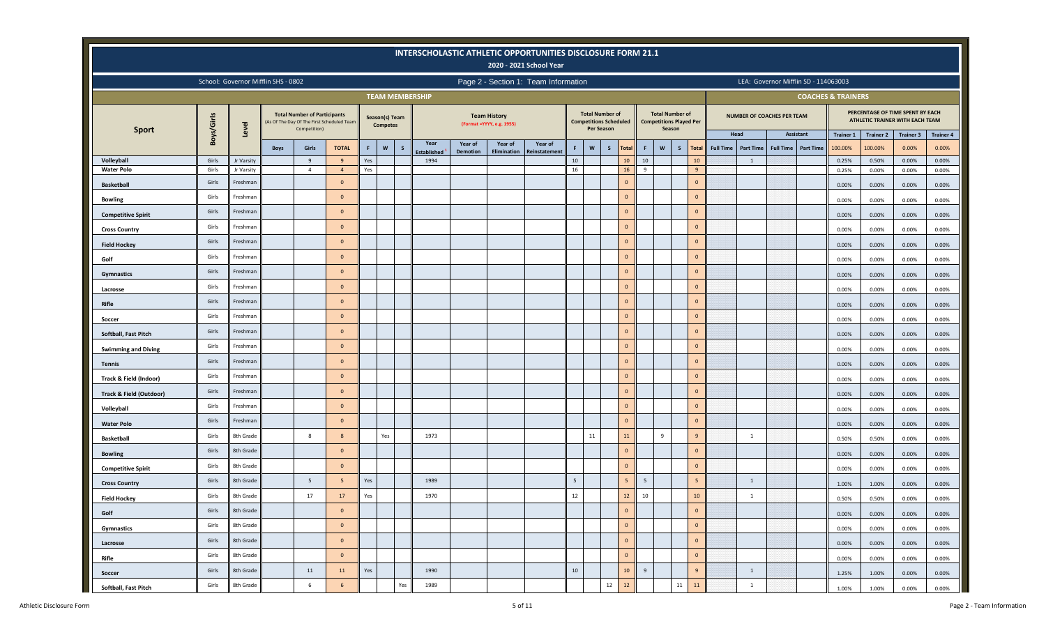# INTERSCHOLASTIC ATHLETIC OPPORTUNITIES DISCLOSURE FORM 21.1

## 2020 - 2021 School Year

School: Governor Mifflin SHS - 0802

Page 2 - Section 1: Team Information

LEA: Governor Mifflin SD - 114063003

| Sport | Boys/Girls | Level | Total Number of Participants (As Of The Day Of The First Scheduled Team Competition) | | | Season(s) Team Competes | | | Team History (Format =YYYY, e.g. 1955) | | | | Total Number of Competitions Scheduled Per Season | | | | Total Number of Competitions Played Per Season | | | | Number of Coaches Per Team | | | | Percentage of Time Spent by Each Athletic Trainer with Each Team | | | |
|---|---|---|---|---|---|---|---|---|---|---|---|---|---|---|---|---|---|---|---|---|---|---|---|---|---|---|---|---|
| | | | Boys | Girls | TOTAL | F | W | S | Year Established[1] | Year of Demotion | Year of Elimination | Year of Reinstatement | F | W | S | Total | F | W | S | Total | Head Full Time | Head Part Time | Assistant Full Time | Assistant Part Time | Trainer 1 | Trainer 2 | Trainer 3 | Trainer 4 |
| | | | | | | | | | | | | | | | | | | | | | | | | | 100.00% | 100.00% | 0.00% | 0.00% |
| Volleyball | Girls | Jr Varsity | | 9 | 9 | Yes | | | 1994 | | | | 10 | | | 10 | 10 | | | 10 | | 1 | | | 0.25% | 0.50% | 0.00% | 0.00% |
| Water Polo | Girls | Jr Varsity | | 4 | 4 | Yes | | | | | | | 16 | | | 16 | 9 | | | 9 | | | | | 0.25% | 0.00% | 0.00% | 0.00% |
| Basketball | Girls | Freshman | | | 0 | | | | | | | | | | | 0 | | | | 0 | | | | | 0.00% | 0.00% | 0.00% | 0.00% |
| Bowling | Girls | Freshman | | | 0 | | | | | | | | | | | 0 | | | | 0 | | | | | 0.00% | 0.00% | 0.00% | 0.00% |
| Competitive Spirit | Girls | Freshman | | | 0 | | | | | | | | | | | 0 | | | | 0 | | | | | 0.00% | 0.00% | 0.00% | 0.00% |
| Cross Country | Girls | Freshman | | | 0 | | | | | | | | | | | 0 | | | | 0 | | | | | 0.00% | 0.00% | 0.00% | 0.00% |
| Field Hockey | Girls | Freshman | | | 0 | | | | | | | | | | | 0 | | | | 0 | | | | | 0.00% | 0.00% | 0.00% | 0.00% |
| Golf | Girls | Freshman | | | 0 | | | | | | | | | | | 0 | | | | 0 | | | | | 0.00% | 0.00% | 0.00% | 0.00% |
| Gymnastics | Girls | Freshman | | | 0 | | | | | | | | | | | 0 | | | | 0 | | | | | 0.00% | 0.00% | 0.00% | 0.00% |
| Lacrosse | Girls | Freshman | | | 0 | | | | | | | | | | | 0 | | | | 0 | | | | | 0.00% | 0.00% | 0.00% | 0.00% |
| Rifle | Girls | Freshman | | | 0 | | | | | | | | | | | 0 | | | | 0 | | | | | 0.00% | 0.00% | 0.00% | 0.00% |
| Soccer | Girls | Freshman | | | 0 | | | | | | | | | | | 0 | | | | 0 | | | | | 0.00% | 0.00% | 0.00% | 0.00% |
| Softball, Fast Pitch | Girls | Freshman | | | 0 | | | | | | | | | | | 0 | | | | 0 | | | | | 0.00% | 0.00% | 0.00% | 0.00% |
| Swimming and Diving | Girls | Freshman | | | 0 | | | | | | | | | | | 0 | | | | 0 | | | | | 0.00% | 0.00% | 0.00% | 0.00% |
| Tennis | Girls | Freshman | | | 0 | | | | | | | | | | | 0 | | | | 0 | | | | | 0.00% | 0.00% | 0.00% | 0.00% |
| Track & Field (Indoor) | Girls | Freshman | | | 0 | | | | | | | | | | | 0 | | | | 0 | | | | | 0.00% | 0.00% | 0.00% | 0.00% |
| Track & Field (Outdoor) | Girls | Freshman | | | 0 | | | | | | | | | | | 0 | | | | 0 | | | | | 0.00% | 0.00% | 0.00% | 0.00% |
| Volleyball | Girls | Freshman | | | 0 | | | | | | | | | | | 0 | | | | 0 | | | | | 0.00% | 0.00% | 0.00% | 0.00% |
| Water Polo | Girls | Freshman | | | 0 | | | | | | | | | | | 0 | | | | 0 | | | | | 0.00% | 0.00% | 0.00% | 0.00% |
| Basketball | Girls | 8th Grade | | 8 | 8 | | Yes | | 1973 | | | | | 11 | | 11 | | 9 | | 9 | | 1 | | | 0.50% | 0.50% | 0.00% | 0.00% |
| Bowling | Girls | 8th Grade | | | 0 | | | | | | | | | | | 0 | | | | 0 | | | | | 0.00% | 0.00% | 0.00% | 0.00% |
| Competitive Spirit | Girls | 8th Grade | | | 0 | | | | | | | | | | | 0 | | | | 0 | | | | | 0.00% | 0.00% | 0.00% | 0.00% |
| Cross Country | Girls | 8th Grade | | 5 | 5 | Yes | | | 1989 | | | | 5 | | | 5 | 5 | | | 5 | | 1 | | | 1.00% | 1.00% | 0.00% | 0.00% |
| Field Hockey | Girls | 8th Grade | | 17 | 17 | Yes | | | 1970 | | | | 12 | | | 12 | 10 | | | 10 | | 1 | | | 0.50% | 0.50% | 0.00% | 0.00% |
| Golf | Girls | 8th Grade | | | 0 | | | | | | | | | | | 0 | | | | 0 | | | | | 0.00% | 0.00% | 0.00% | 0.00% |
| Gymnastics | Girls | 8th Grade | | | 0 | | | | | | | | | | | 0 | | | | 0 | | | | | 0.00% | 0.00% | 0.00% | 0.00% |
| Lacrosse | Girls | 8th Grade | | | 0 | | | | | | | | | | | 0 | | | | 0 | | | | | 0.00% | 0.00% | 0.00% | 0.00% |
| Rifle | Girls | 8th Grade | | | 0 | | | | | | | | | | | 0 | | | | 0 | | | | | 0.00% | 0.00% | 0.00% | 0.00% |
| Soccer | Girls | 8th Grade | | 11 | 11 | Yes | | | 1990 | | | | 10 | | | 10 | 9 | | | 9 | | 1 | | | 1.25% | 1.00% | 0.00% | 0.00% |
| Softball, Fast Pitch | Girls | 8th Grade | | 6 | 6 | | | Yes | 1989 | | | | | | 12 | 12 | | | 11 | 11 | | 1 | | | 1.00% | 1.00% | 0.00% | 0.00% |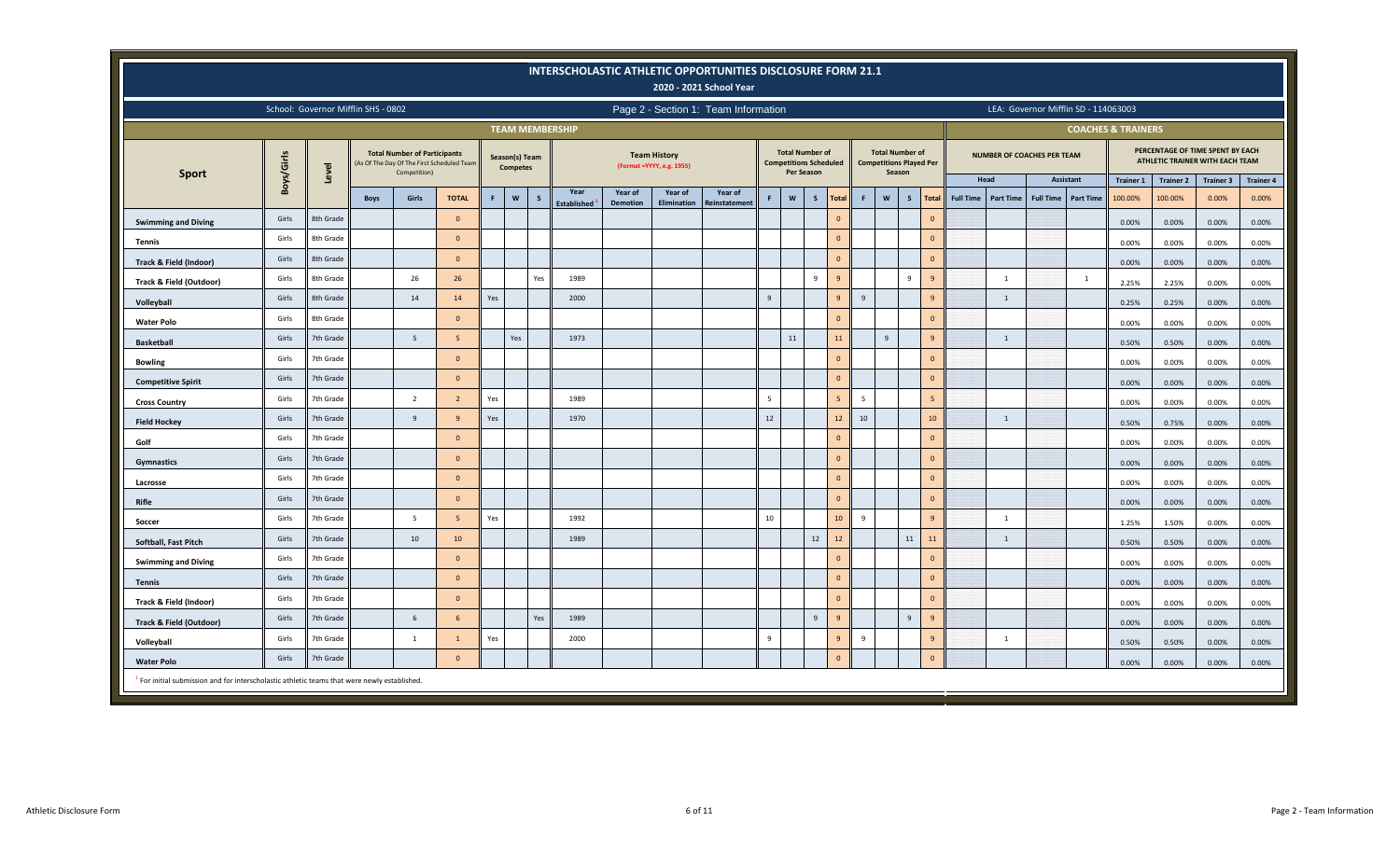# INTERSCHOLASTIC ATHLETIC OPPORTUNITIES DISCLOSURE FORM 21.1

## 2020 - 2021 School Year

School: Governor Mifflin SHS - 0802

Page 2 - Section 1: Team Information

LEA: Governor Mifflin SD - 114063003

| TEAM MEMBERSHIP | | | | | | | | | | | | | | | | | | | | | | | | COACHES & TRAINERS | | | | | | | |
|---|---|---|---|---|---|---|---|---|---|---|---|---|---|---|---|---|---|---|---|---|---|---|---|---|---|---|---|---|---|---|---|
| Sport | Boys/Girls | Level | Total Number of Participants (As Of The Day Of The First Scheduled Team Competition) | | | Season(s) Team Competes | | | Team History (Format =YYYY, e.g. 1955) | | | | Total Number of Competitions Scheduled Per Season | | | | Total Number of Competitions Played Per Season | | | | NUMBER OF COACHES PER TEAM | | | | PERCENTAGE OF TIME SPENT BY EACH ATHLETIC TRAINER WITH EACH TEAM | | | |
| | | | | | | | | | | | | | | | | | | | | | Head | | Assistant | | Trainer 1 | Trainer 2 | Trainer 3 | Trainer 4 |
| | | | Boys | Girls | TOTAL | F | W | S | Year Established[1] | Year of Demotion | Year of Elimination | Year of Reinstatement | F | W | S | Total | F | W | S | Total | Full Time | Part Time | Full Time | Part Time | 100.00% | 100.00% | 0.00% | 0.00% |
| Swimming and Diving | Girls | 8th Grade | | | 0 | | | | | | | | | | | 0 | | | | 0 | | | | | 0.00% | 0.00% | 0.00% | 0.00% |
| Tennis | Girls | 8th Grade | | | 0 | | | | | | | | | | | 0 | | | | 0 | | | | | 0.00% | 0.00% | 0.00% | 0.00% |
| Track & Field (Indoor) | Girls | 8th Grade | | | 0 | | | | | | | | | | | 0 | | | | 0 | | | | | 0.00% | 0.00% | 0.00% | 0.00% |
| Track & Field (Outdoor) | Girls | 8th Grade | | 26 | 26 | | | Yes | 1989 | | | | | | 9 | 9 | | | 9 | 9 | | 1 | | 1 | 2.25% | 2.25% | 0.00% | 0.00% |
| Volleyball | Girls | 8th Grade | | 14 | 14 | Yes | | | 2000 | | | | 9 | | | 9 | 9 | | | 9 | | 1 | | | 0.25% | 0.25% | 0.00% | 0.00% |
| Water Polo | Girls | 8th Grade | | | 0 | | | | | | | | | | | 0 | | | | 0 | | | | | 0.00% | 0.00% | 0.00% | 0.00% |
| Basketball | Girls | 7th Grade | | 5 | 5 | | Yes | | 1973 | | | | | 11 | | 11 | | 9 | | 9 | | 1 | | | 0.50% | 0.50% | 0.00% | 0.00% |
| Bowling | Girls | 7th Grade | | | 0 | | | | | | | | | | | 0 | | | | 0 | | | | | 0.00% | 0.00% | 0.00% | 0.00% |
| Competitive Spirit | Girls | 7th Grade | | | 0 | | | | | | | | | | | 0 | | | | 0 | | | | | 0.00% | 0.00% | 0.00% | 0.00% |
| Cross Country | Girls | 7th Grade | | 2 | 2 | Yes | | | 1989 | | | | 5 | | | 5 | 5 | | | 5 | | | | | 0.00% | 0.00% | 0.00% | 0.00% |
| Field Hockey | Girls | 7th Grade | | 9 | 9 | Yes | | | 1970 | | | | 12 | | | 12 | 10 | | | 10 | | 1 | | | 0.50% | 0.75% | 0.00% | 0.00% |
| Golf | Girls | 7th Grade | | | 0 | | | | | | | | | | | 0 | | | | 0 | | | | | 0.00% | 0.00% | 0.00% | 0.00% |
| Gymnastics | Girls | 7th Grade | | | 0 | | | | | | | | | | | 0 | | | | 0 | | | | | 0.00% | 0.00% | 0.00% | 0.00% |
| Lacrosse | Girls | 7th Grade | | | 0 | | | | | | | | | | | 0 | | | | 0 | | | | | 0.00% | 0.00% | 0.00% | 0.00% |
| Rifle | Girls | 7th Grade | | | 0 | | | | | | | | | | | 0 | | | | 0 | | | | | 0.00% | 0.00% | 0.00% | 0.00% |
| Soccer | Girls | 7th Grade | | 5 | 5 | Yes | | | 1992 | | | | 10 | | | 10 | 9 | | | 9 | | 1 | | | 1.25% | 1.50% | 0.00% | 0.00% |
| Softball, Fast Pitch | Girls | 7th Grade | | 10 | 10 | | | | 1989 | | | | | | 12 | 12 | | | 11 | 11 | | 1 | | | 0.50% | 0.50% | 0.00% | 0.00% |
| Swimming and Diving | Girls | 7th Grade | | | 0 | | | | | | | | | | | 0 | | | | 0 | | | | | 0.00% | 0.00% | 0.00% | 0.00% |
| Tennis | Girls | 7th Grade | | | 0 | | | | | | | | | | | 0 | | | | 0 | | | | | 0.00% | 0.00% | 0.00% | 0.00% |
| Track & Field (Indoor) | Girls | 7th Grade | | | 0 | | | | | | | | | | | 0 | | | | 0 | | | | | 0.00% | 0.00% | 0.00% | 0.00% |
| Track & Field (Outdoor) | Girls | 7th Grade | | 6 | 6 | | | Yes | 1989 | | | | | | 9 | 9 | | | 9 | 9 | | | | | 0.00% | 0.00% | 0.00% | 0.00% |
| Volleyball | Girls | 7th Grade | | 1 | 1 | Yes | | | 2000 | | | | 9 | | | 9 | 9 | | | 9 | | 1 | | | 0.50% | 0.50% | 0.00% | 0.00% |
| Water Polo | Girls | 7th Grade | | | 0 | | | | | | | | | | | 0 | | | | 0 | | | | | 0.00% | 0.00% | 0.00% | 0.00% |

[1] For initial submission and for interscholastic athletic teams that were newly established.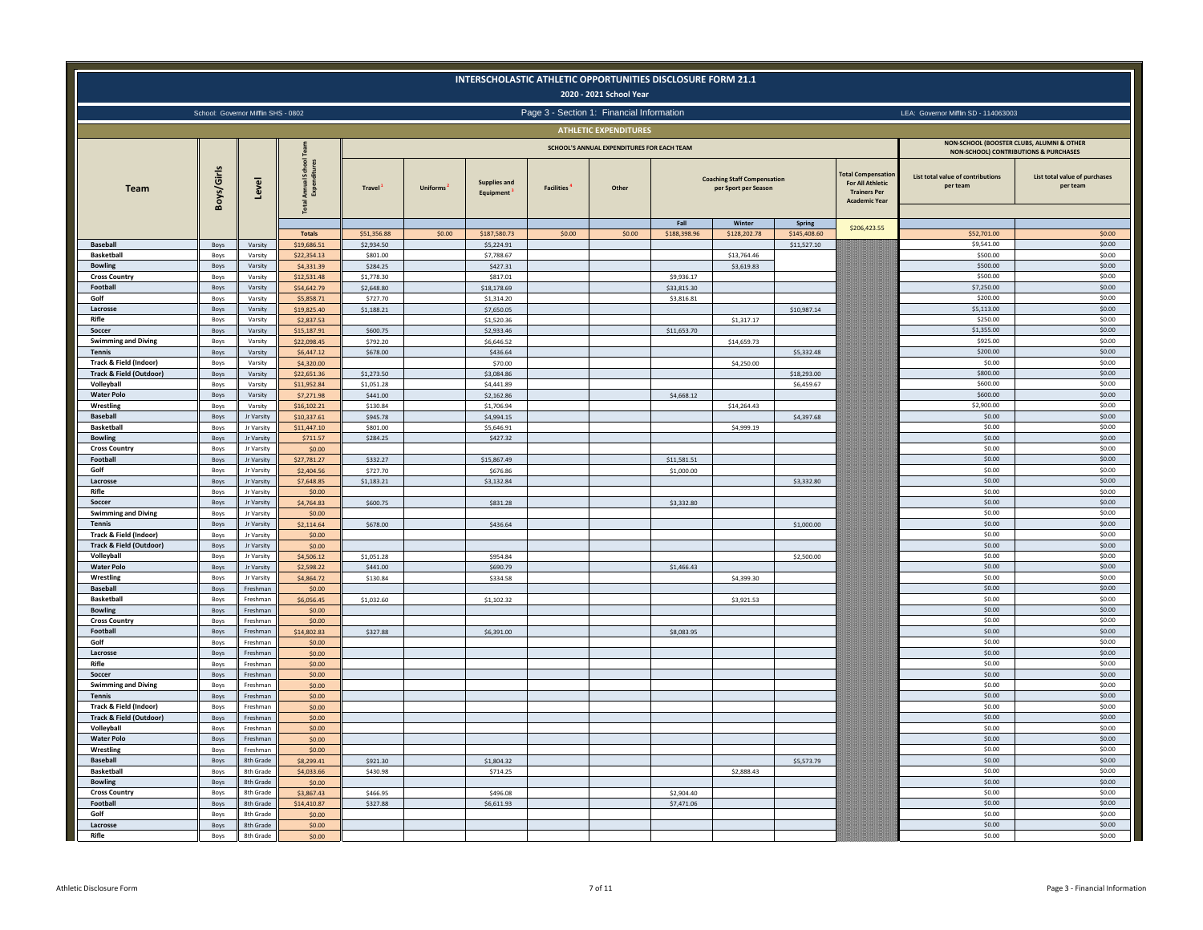# INTERSCHOLASTIC ATHLETIC OPPORTUNITIES DISCLOSURE FORM 21.1

## 2020 - 2021 School Year

School: Governor Mifflin SHS - 0802

Page 3 - Section 1: Financial Information

LEA: Governor Mifflin SD - 114063003

### ATHLETIC EXPENDITURES

| Team | Boys/Girls | Level | Total Annual School Team Expenditures | SCHOOL'S ANNUAL EXPENDITURES FOR EACH TEAM | | | | | | | | | NON-SCHOOL (BOOSTER CLUBS, ALUMNI & OTHER NON-SCHOOL) CONTRIBUTIONS & PURCHASES | |
|---|---|---|---|---|---|---|---|---|---|---|---|---|---|---|
| | | | | Travel[1] | Uniforms[2] | Supplies and Equipment[3] | Facilities[4] | Other | Coaching Staff Compensation per Sport per Season | | | Total Compensation For All Athletic Trainers Per Academic Year | List total value of contributions per team | List total value of purchases per team |
| | | | | | | | | | Fall | Winter | Spring | | | |
| | | | Totals | $51,356.88 | $0.00 | $187,580.73 | $0.00 | $0.00 | $188,398.96 | $128,202.78 | $145,408.60 | $206,423.55 | $52,701.00 | $0.00 |
| Baseball | Boys | Varsity | $19,686.51 | $2,934.50 | | $5,224.91 | | | | | $11,527.10 | | $9,541.00 | $0.00 |
| Basketball | Boys | Varsity | $22,354.13 | $801.00 | | $7,788.67 | | | | $13,764.46 | | | $500.00 | $0.00 |
| Bowling | Boys | Varsity | $4,331.39 | $284.25 | | $427.31 | | | | $3,619.83 | | | $500.00 | $0.00 |
| Cross Country | Boys | Varsity | $12,531.48 | $1,778.30 | | $817.01 | | | $9,936.17 | | | | $500.00 | $0.00 |
| Football | Boys | Varsity | $54,642.79 | $2,648.80 | | $18,178.69 | | | $33,815.30 | | | | $7,250.00 | $0.00 |
| Golf | Boys | Varsity | $5,858.71 | $727.70 | | $1,314.20 | | | $3,816.81 | | | | $200.00 | $0.00 |
| Lacrosse | Boys | Varsity | $19,825.40 | $1,188.21 | | $7,650.05 | | | | | $10,987.14 | | $5,113.00 | $0.00 |
| Rifle | Boys | Varsity | $2,837.53 | | | $1,520.36 | | | | $1,317.17 | | | $250.00 | $0.00 |
| Soccer | Boys | Varsity | $15,187.91 | $600.75 | | $2,933.46 | | | $11,653.70 | | | | $1,355.00 | $0.00 |
| Swimming and Diving | Boys | Varsity | $22,098.45 | $792.20 | | $6,646.52 | | | | $14,659.73 | | | $925.00 | $0.00 |
| Tennis | Boys | Varsity | $6,447.12 | $678.00 | | $436.64 | | | | | $5,332.48 | | $200.00 | $0.00 |
| Track & Field (Indoor) | Boys | Varsity | $4,320.00 | | | $70.00 | | | | $4,250.00 | | | $0.00 | $0.00 |
| Track & Field (Outdoor) | Boys | Varsity | $22,651.36 | $1,273.50 | | $3,084.86 | | | | | $18,293.00 | | $800.00 | $0.00 |
| Volleyball | Boys | Varsity | $11,952.84 | $1,051.28 | | $4,441.89 | | | | | $6,459.67 | | $600.00 | $0.00 |
| Water Polo | Boys | Varsity | $7,271.98 | $441.00 | | $2,162.86 | | | $4,668.12 | | | | $600.00 | $0.00 |
| Wrestling | Boys | Varsity | $16,102.21 | $130.84 | | $1,706.94 | | | | $14,264.43 | | | $2,900.00 | $0.00 |
| Baseball | Boys | Jr Varsity | $10,337.61 | $945.78 | | $4,994.15 | | | | | $4,397.68 | | $0.00 | $0.00 |
| Basketball | Boys | Jr Varsity | $11,447.10 | $801.00 | | $5,646.91 | | | | $4,999.19 | | | $0.00 | $0.00 |
| Bowling | Boys | Jr Varsity | $711.57 | $284.25 | | $427.32 | | | | | | | $0.00 | $0.00 |
| Cross Country | Boys | Jr Varsity | $0.00 | | | | | | | | | | $0.00 | $0.00 |
| Football | Boys | Jr Varsity | $27,781.27 | $332.27 | | $15,867.49 | | | $11,581.51 | | | | $0.00 | $0.00 |
| Golf | Boys | Jr Varsity | $2,404.56 | $727.70 | | $676.86 | | | $1,000.00 | | | | $0.00 | $0.00 |
| Lacrosse | Boys | Jr Varsity | $7,648.85 | $1,183.21 | | $3,132.84 | | | | | $3,332.80 | | $0.00 | $0.00 |
| Rifle | Boys | Jr Varsity | $0.00 | | | | | | | | | | $0.00 | $0.00 |
| Soccer | Boys | Jr Varsity | $4,764.83 | $600.75 | | $831.28 | | | $3,332.80 | | | | $0.00 | $0.00 |
| Swimming and Diving | Boys | Jr Varsity | $0.00 | | | | | | | | | | $0.00 | $0.00 |
| Tennis | Boys | Jr Varsity | $2,114.64 | $678.00 | | $436.64 | | | | | $1,000.00 | | $0.00 | $0.00 |
| Track & Field (Indoor) | Boys | Jr Varsity | $0.00 | | | | | | | | | | $0.00 | $0.00 |
| Track & Field (Outdoor) | Boys | Jr Varsity | $0.00 | | | | | | | | | | $0.00 | $0.00 |
| Volleyball | Boys | Jr Varsity | $4,506.12 | $1,051.28 | | $954.84 | | | | | $2,500.00 | | $0.00 | $0.00 |
| Water Polo | Boys | Jr Varsity | $2,598.22 | $441.00 | | $690.79 | | | $1,466.43 | | | | $0.00 | $0.00 |
| Wrestling | Boys | Jr Varsity | $4,864.72 | $130.84 | | $334.58 | | | | $4,399.30 | | | $0.00 | $0.00 |
| Baseball | Boys | Freshman | $0.00 | | | | | | | | | | $0.00 | $0.00 |
| Basketball | Boys | Freshman | $6,056.45 | $1,032.60 | | $1,102.32 | | | | $3,921.53 | | | $0.00 | $0.00 |
| Bowling | Boys | Freshman | $0.00 | | | | | | | | | | $0.00 | $0.00 |
| Cross Country | Boys | Freshman | $0.00 | | | | | | | | | | $0.00 | $0.00 |
| Football | Boys | Freshman | $14,802.83 | $327.88 | | $6,391.00 | | | $8,083.95 | | | | $0.00 | $0.00 |
| Golf | Boys | Freshman | $0.00 | | | | | | | | | | $0.00 | $0.00 |
| Lacrosse | Boys | Freshman | $0.00 | | | | | | | | | | $0.00 | $0.00 |
| Rifle | Boys | Freshman | $0.00 | | | | | | | | | | $0.00 | $0.00 |
| Soccer | Boys | Freshman | $0.00 | | | | | | | | | | $0.00 | $0.00 |
| Swimming and Diving | Boys | Freshman | $0.00 | | | | | | | | | | $0.00 | $0.00 |
| Tennis | Boys | Freshman | $0.00 | | | | | | | | | | $0.00 | $0.00 |
| Track & Field (Indoor) | Boys | Freshman | $0.00 | | | | | | | | | | $0.00 | $0.00 |
| Track & Field (Outdoor) | Boys | Freshman | $0.00 | | | | | | | | | | $0.00 | $0.00 |
| Volleyball | Boys | Freshman | $0.00 | | | | | | | | | | $0.00 | $0.00 |
| Water Polo | Boys | Freshman | $0.00 | | | | | | | | | | $0.00 | $0.00 |
| Wrestling | Boys | Freshman | $0.00 | | | | | | | | | | $0.00 | $0.00 |
| Baseball | Boys | 8th Grade | $8,299.41 | $921.30 | | $1,804.32 | | | | | $5,573.79 | | $0.00 | $0.00 |
| Basketball | Boys | 8th Grade | $4,033.66 | $430.98 | | $714.25 | | | | $2,888.43 | | | $0.00 | $0.00 |
| Bowling | Boys | 8th Grade | $0.00 | | | | | | | | | | $0.00 | $0.00 |
| Cross Country | Boys | 8th Grade | $3,867.43 | $466.95 | | $496.08 | | | $2,904.40 | | | | $0.00 | $0.00 |
| Football | Boys | 8th Grade | $14,410.87 | $327.88 | | $6,611.93 | | | $7,471.06 | | | | $0.00 | $0.00 |
| Golf | Boys | 8th Grade | $0.00 | | | | | | | | | | $0.00 | $0.00 |
| Lacrosse | Boys | 8th Grade | $0.00 | | | | | | | | | | $0.00 | $0.00 |
| Rifle | Boys | 8th Grade | $0.00 | | | | | | | | | | $0.00 | $0.00 |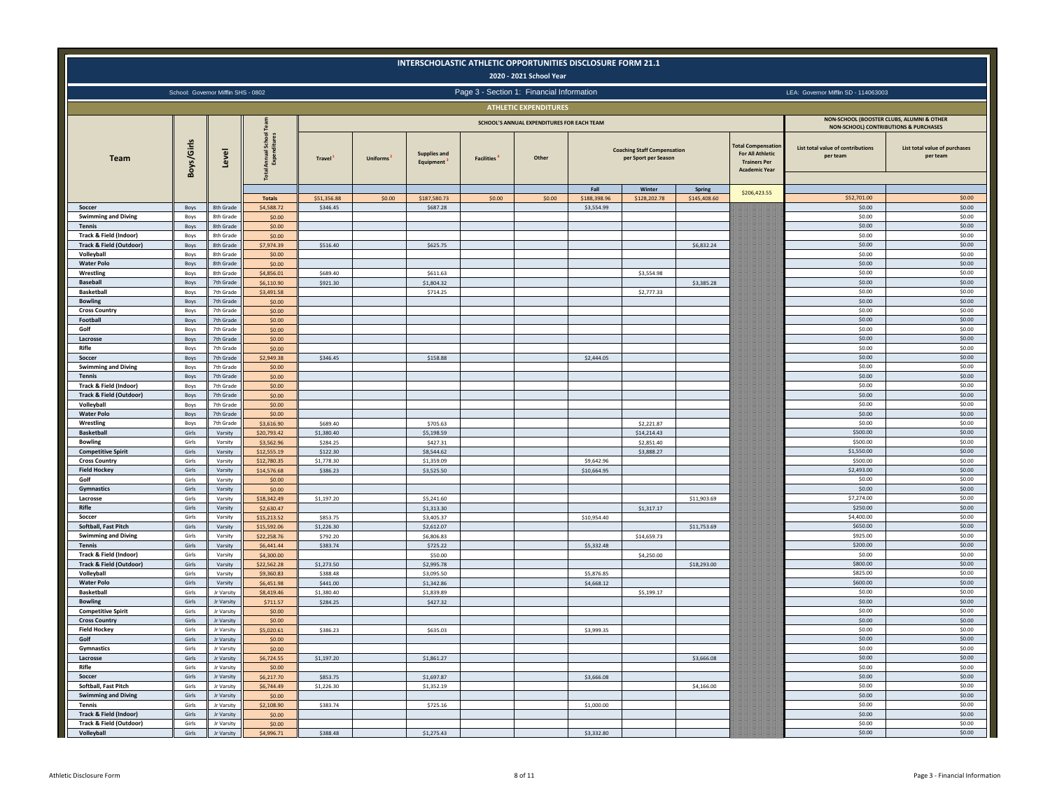# INTERSCHOLASTIC ATHLETIC OPPORTUNITIES DISCLOSURE FORM 21.1

## 2020 - 2021 School Year

School: Governor Mifflin SHS - 0802 | Page 3 - Section 1: Financial Information | LEA: Governor Mifflin SD - 114063003

### ATHLETIC EXPENDITURES

| Team | Boys/Girls | Level | Total Annual School Team Expenditures | SCHOOL'S ANNUAL EXPENDITURES FOR EACH TEAM | | | | | | | | | NON-SCHOOL (BOOSTER CLUBS, ALUMNI & OTHER NON-SCHOOL) CONTRIBUTIONS & PURCHASES | |
|---|---|---|---|---|---|---|---|---|---|---|---|---|---|---|
| | | | | Travel [1] | Uniforms [2] | Supplies and Equipment [3] | Facilities [4] | Other | Coaching Staff Compensation per Sport per Season | | | Total Compensation For All Athletic Trainers Per Academic Year | List total value of contributions per team | List total value of purchases per team |
| | | | | | | | | | Fall | Winter | Spring | | | |
| | | | Totals | $51,356.88 | $0.00 | $187,580.73 | $0.00 | $0.00 | $188,398.96 | $128,202.78 | $145,408.60 | $206,423.55 | $52,701.00 | $0.00 |
| Soccer | Boys | 8th Grade | $4,588.72 | $346.45 | | $687.28 | | | $3,554.99 | | | | $0.00 | $0.00 |
| Swimming and Diving | Boys | 8th Grade | $0.00 | | | | | | | | | | $0.00 | $0.00 |
| Tennis | Boys | 8th Grade | $0.00 | | | | | | | | | | $0.00 | $0.00 |
| Track & Field (Indoor) | Boys | 8th Grade | $0.00 | | | | | | | | | | $0.00 | $0.00 |
| Track & Field (Outdoor) | Boys | 8th Grade | $7,974.39 | $516.40 | | $625.75 | | | | | $6,832.24 | | $0.00 | $0.00 |
| Volleyball | Boys | 8th Grade | $0.00 | | | | | | | | | | $0.00 | $0.00 |
| Water Polo | Boys | 8th Grade | $0.00 | | | | | | | | | | $0.00 | $0.00 |
| Wrestling | Boys | 8th Grade | $4,856.01 | $689.40 | | $611.63 | | | | $3,554.98 | | | $0.00 | $0.00 |
| Baseball | Boys | 7th Grade | $6,110.90 | $921.30 | | $1,804.32 | | | | | $3,385.28 | | $0.00 | $0.00 |
| Basketball | Boys | 7th Grade | $3,491.58 | | | $714.25 | | | | $2,777.33 | | | $0.00 | $0.00 |
| Bowling | Boys | 7th Grade | $0.00 | | | | | | | | | | $0.00 | $0.00 |
| Cross Country | Boys | 7th Grade | $0.00 | | | | | | | | | | $0.00 | $0.00 |
| Football | Boys | 7th Grade | $0.00 | | | | | | | | | | $0.00 | $0.00 |
| Golf | Boys | 7th Grade | $0.00 | | | | | | | | | | $0.00 | $0.00 |
| Lacrosse | Boys | 7th Grade | $0.00 | | | | | | | | | | $0.00 | $0.00 |
| Rifle | Boys | 7th Grade | $0.00 | | | | | | | | | | $0.00 | $0.00 |
| Soccer | Boys | 7th Grade | $2,949.38 | $346.45 | | $158.88 | | | $2,444.05 | | | | $0.00 | $0.00 |
| Swimming and Diving | Boys | 7th Grade | $0.00 | | | | | | | | | | $0.00 | $0.00 |
| Tennis | Boys | 7th Grade | $0.00 | | | | | | | | | | $0.00 | $0.00 |
| Track & Field (Indoor) | Boys | 7th Grade | $0.00 | | | | | | | | | | $0.00 | $0.00 |
| Track & Field (Outdoor) | Boys | 7th Grade | $0.00 | | | | | | | | | | $0.00 | $0.00 |
| Volleyball | Boys | 7th Grade | $0.00 | | | | | | | | | | $0.00 | $0.00 |
| Water Polo | Boys | 7th Grade | $0.00 | | | | | | | | | | $0.00 | $0.00 |
| Wrestling | Boys | 7th Grade | $3,616.90 | $689.40 | | $705.63 | | | | $2,221.87 | | | $0.00 | $0.00 |
| Basketball | Girls | Varsity | $20,793.42 | $1,380.40 | | $5,198.59 | | | | $14,214.43 | | | $500.00 | $0.00 |
| Bowling | Girls | Varsity | $3,562.96 | $284.25 | | $427.31 | | | | $2,851.40 | | | $500.00 | $0.00 |
| Competitive Spirit | Girls | Varsity | $12,555.19 | $122.30 | | $8,544.62 | | | | $3,888.27 | | | $1,550.00 | $0.00 |
| Cross Country | Girls | Varsity | $12,780.35 | $1,778.30 | | $1,359.09 | | | $9,642.96 | | | | $500.00 | $0.00 |
| Field Hockey | Girls | Varsity | $14,576.68 | $386.23 | | $3,525.50 | | | $10,664.95 | | | | $2,493.00 | $0.00 |
| Golf | Girls | Varsity | $0.00 | | | | | | | | | | $0.00 | $0.00 |
| Gymnastics | Girls | Varsity | $0.00 | | | | | | | | | | $0.00 | $0.00 |
| Lacrosse | Girls | Varsity | $18,342.49 | $1,197.20 | | $5,241.60 | | | | | $11,903.69 | | $7,274.00 | $0.00 |
| Rifle | Girls | Varsity | $2,630.47 | | | $1,313.30 | | | | $1,317.17 | | | $250.00 | $0.00 |
| Soccer | Girls | Varsity | $15,213.52 | $853.75 | | $3,405.37 | | | $10,954.40 | | | | $4,400.00 | $0.00 |
| Softball, Fast Pitch | Girls | Varsity | $15,592.06 | $1,226.30 | | $2,612.07 | | | | | $11,753.69 | | $650.00 | $0.00 |
| Swimming and Diving | Girls | Varsity | $22,258.76 | $792.20 | | $6,806.83 | | | | $14,659.73 | | | $925.00 | $0.00 |
| Tennis | Girls | Varsity | $6,441.44 | $383.74 | | $725.22 | | | $5,332.48 | | | | $200.00 | $0.00 |
| Track & Field (Indoor) | Girls | Varsity | $4,300.00 | | | $50.00 | | | | $4,250.00 | | | $0.00 | $0.00 |
| Track & Field (Outdoor) | Girls | Varsity | $22,562.28 | $1,273.50 | | $2,995.78 | | | | | $18,293.00 | | $800.00 | $0.00 |
| Volleyball | Girls | Varsity | $9,360.83 | $388.48 | | $3,095.50 | | | $5,876.85 | | | | $825.00 | $0.00 |
| Water Polo | Girls | Varsity | $6,451.98 | $441.00 | | $1,342.86 | | | $4,668.12 | | | | $600.00 | $0.00 |
| Basketball | Girls | Jr Varsity | $8,419.46 | $1,380.40 | | $1,839.89 | | | | $5,199.17 | | | $0.00 | $0.00 |
| Bowling | Girls | Jr Varsity | $711.57 | $284.25 | | $427.32 | | | | | | | $0.00 | $0.00 |
| Competitive Spirit | Girls | Jr Varsity | $0.00 | | | | | | | | | | $0.00 | $0.00 |
| Cross Country | Girls | Jr Varsity | $0.00 | | | | | | | | | | $0.00 | $0.00 |
| Field Hockey | Girls | Jr Varsity | $5,020.61 | $386.23 | | $635.03 | | | $3,999.35 | | | | $0.00 | $0.00 |
| Golf | Girls | Jr Varsity | $0.00 | | | | | | | | | | $0.00 | $0.00 |
| Gymnastics | Girls | Jr Varsity | $0.00 | | | | | | | | | | $0.00 | $0.00 |
| Lacrosse | Girls | Jr Varsity | $6,724.55 | $1,197.20 | | $1,861.27 | | | | | $3,666.08 | | $0.00 | $0.00 |
| Rifle | Girls | Jr Varsity | $0.00 | | | | | | | | | | $0.00 | $0.00 |
| Soccer | Girls | Jr Varsity | $6,217.70 | $853.75 | | $1,697.87 | | | $3,666.08 | | | | $0.00 | $0.00 |
| Softball, Fast Pitch | Girls | Jr Varsity | $6,744.49 | $1,226.30 | | $1,352.19 | | | | | $4,166.00 | | $0.00 | $0.00 |
| Swimming and Diving | Girls | Jr Varsity | $0.00 | | | | | | | | | | $0.00 | $0.00 |
| Tennis | Girls | Jr Varsity | $2,108.90 | $383.74 | | $725.16 | | | $1,000.00 | | | | $0.00 | $0.00 |
| Track & Field (Indoor) | Girls | Jr Varsity | $0.00 | | | | | | | | | | $0.00 | $0.00 |
| Track & Field (Outdoor) | Girls | Jr Varsity | $0.00 | | | | | | | | | | $0.00 | $0.00 |
| Volleyball | Girls | Jr Varsity | $4,996.71 | $388.48 | | $1,275.43 | | | $3,332.80 | | | | $0.00 | $0.00 |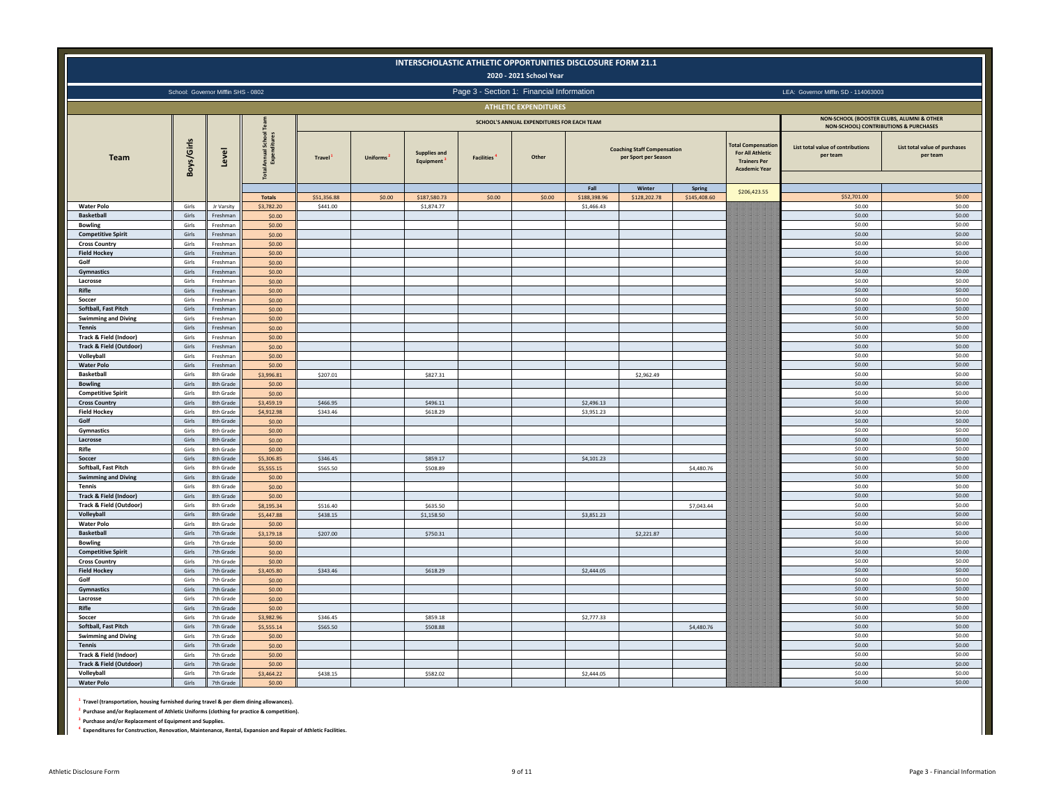# INTERSCHOLASTIC ATHLETIC OPPORTUNITIES DISCLOSURE FORM 21.1

## 2020 - 2021 School Year

School: Governor Mifflin SHS - 0802

Page 3 - Section 1: Financial Information

LEA: Governor Mifflin SD - 114063003

### ATHLETIC EXPENDITURES

| Team | Boys/Girls | Level | Total Annual School Team Expenditures | SCHOOL'S ANNUAL EXPENDITURES FOR EACH TEAM | | | | | | | | | NON-SCHOOL (BOOSTER CLUBS, ALUMNI & OTHER NON-SCHOOL) CONTRIBUTIONS & PURCHASES | |
|---|---|---|---|---|---|---|---|---|---|---|---|---|---|---|
| | | | | Travel [1] | Uniforms [2] | Supplies and Equipment [3] | Facilities [4] | Other | Coaching Staff Compensation per Sport per Season | | | Total Compensation For All Athletic Trainers Per Academic Year | List total value of contributions per team | List total value of purchases per team |
| | | | | | | | | | Fall | Winter | Spring | | | |
| | | | Totals: $3,782.20 | $51,356.88 | $0.00 | $187,580.73 | $0.00 | $0.00 | $188,398.96 | $128,202.78 | $145,408.60 | $206,423.55 | $52,701.00 | $0.00 |
| Water Polo | Girls | Jr Varsity | $3,782.20 | $441.00 | | $1,874.77 | | | $1,466.43 | | | | $0.00 | $0.00 |
| Basketball | Girls | Freshman | $0.00 | | | | | | | | | | $0.00 | $0.00 |
| Bowling | Girls | Freshman | $0.00 | | | | | | | | | | $0.00 | $0.00 |
| Competitive Spirit | Girls | Freshman | $0.00 | | | | | | | | | | $0.00 | $0.00 |
| Cross Country | Girls | Freshman | $0.00 | | | | | | | | | | $0.00 | $0.00 |
| Field Hockey | Girls | Freshman | $0.00 | | | | | | | | | | $0.00 | $0.00 |
| Golf | Girls | Freshman | $0.00 | | | | | | | | | | $0.00 | $0.00 |
| Gymnastics | Girls | Freshman | $0.00 | | | | | | | | | | $0.00 | $0.00 |
| Lacrosse | Girls | Freshman | $0.00 | | | | | | | | | | $0.00 | $0.00 |
| Rifle | Girls | Freshman | $0.00 | | | | | | | | | | $0.00 | $0.00 |
| Soccer | Girls | Freshman | $0.00 | | | | | | | | | | $0.00 | $0.00 |
| Softball, Fast Pitch | Girls | Freshman | $0.00 | | | | | | | | | | $0.00 | $0.00 |
| Swimming and Diving | Girls | Freshman | $0.00 | | | | | | | | | | $0.00 | $0.00 |
| Tennis | Girls | Freshman | $0.00 | | | | | | | | | | $0.00 | $0.00 |
| Track & Field (Indoor) | Girls | Freshman | $0.00 | | | | | | | | | | $0.00 | $0.00 |
| Track & Field (Outdoor) | Girls | Freshman | $0.00 | | | | | | | | | | $0.00 | $0.00 |
| Volleyball | Girls | Freshman | $0.00 | | | | | | | | | | $0.00 | $0.00 |
| Water Polo | Girls | Freshman | $0.00 | | | | | | | | | | $0.00 | $0.00 |
| Basketball | Girls | 8th Grade | $3,996.81 | $207.01 | | $827.31 | | | | $2,962.49 | | | $0.00 | $0.00 |
| Bowling | Girls | 8th Grade | $0.00 | | | | | | | | | | $0.00 | $0.00 |
| Competitive Spirit | Girls | 8th Grade | $0.00 | | | | | | | | | | $0.00 | $0.00 |
| Cross Country | Girls | 8th Grade | $3,459.19 | $466.95 | | $496.11 | | | $2,496.13 | | | | $0.00 | $0.00 |
| Field Hockey | Girls | 8th Grade | $4,912.98 | $343.46 | | $618.29 | | | $3,951.23 | | | | $0.00 | $0.00 |
| Golf | Girls | 8th Grade | $0.00 | | | | | | | | | | $0.00 | $0.00 |
| Gymnastics | Girls | 8th Grade | $0.00 | | | | | | | | | | $0.00 | $0.00 |
| Lacrosse | Girls | 8th Grade | $0.00 | | | | | | | | | | $0.00 | $0.00 |
| Rifle | Girls | 8th Grade | $0.00 | | | | | | | | | | $0.00 | $0.00 |
| Soccer | Girls | 8th Grade | $5,306.85 | $346.45 | | $859.17 | | | $4,101.23 | | | | $0.00 | $0.00 |
| Softball, Fast Pitch | Girls | 8th Grade | $5,555.15 | $565.50 | | $508.89 | | | | | $4,480.76 | | $0.00 | $0.00 |
| Swimming and Diving | Girls | 8th Grade | $0.00 | | | | | | | | | | $0.00 | $0.00 |
| Tennis | Girls | 8th Grade | $0.00 | | | | | | | | | | $0.00 | $0.00 |
| Track & Field (Indoor) | Girls | 8th Grade | $0.00 | | | | | | | | | | $0.00 | $0.00 |
| Track & Field (Outdoor) | Girls | 8th Grade | $8,195.34 | $516.40 | | $635.50 | | | | | $7,043.44 | | $0.00 | $0.00 |
| Volleyball | Girls | 8th Grade | $5,447.88 | $438.15 | | $1,158.50 | | | $3,851.23 | | | | $0.00 | $0.00 |
| Water Polo | Girls | 8th Grade | $0.00 | | | | | | | | | | $0.00 | $0.00 |
| Basketball | Girls | 7th Grade | $3,179.18 | $207.00 | | $750.31 | | | | $2,221.87 | | | $0.00 | $0.00 |
| Bowling | Girls | 7th Grade | $0.00 | | | | | | | | | | $0.00 | $0.00 |
| Competitive Spirit | Girls | 7th Grade | $0.00 | | | | | | | | | | $0.00 | $0.00 |
| Cross Country | Girls | 7th Grade | $0.00 | | | | | | | | | | $0.00 | $0.00 |
| Field Hockey | Girls | 7th Grade | $3,405.80 | $343.46 | | $618.29 | | | $2,444.05 | | | | $0.00 | $0.00 |
| Golf | Girls | 7th Grade | $0.00 | | | | | | | | | | $0.00 | $0.00 |
| Gymnastics | Girls | 7th Grade | $0.00 | | | | | | | | | | $0.00 | $0.00 |
| Lacrosse | Girls | 7th Grade | $0.00 | | | | | | | | | | $0.00 | $0.00 |
| Rifle | Girls | 7th Grade | $0.00 | | | | | | | | | | $0.00 | $0.00 |
| Soccer | Girls | 7th Grade | $3,982.96 | $346.45 | | $859.18 | | | $2,777.33 | | | | $0.00 | $0.00 |
| Softball, Fast Pitch | Girls | 7th Grade | $5,555.14 | $565.50 | | $508.88 | | | | | $4,480.76 | | $0.00 | $0.00 |
| Swimming and Diving | Girls | 7th Grade | $0.00 | | | | | | | | | | $0.00 | $0.00 |
| Tennis | Girls | 7th Grade | $0.00 | | | | | | | | | | $0.00 | $0.00 |
| Track & Field (Indoor) | Girls | 7th Grade | $0.00 | | | | | | | | | | $0.00 | $0.00 |
| Track & Field (Outdoor) | Girls | 7th Grade | $0.00 | | | | | | | | | | $0.00 | $0.00 |
| Volleyball | Girls | 7th Grade | $3,464.22 | $438.15 | | $582.02 | | | $2,444.05 | | | | $0.00 | $0.00 |
| Water Polo | Girls | 7th Grade | $0.00 | | | | | | | | | | $0.00 | $0.00 |

[1] **Travel (transportation, housing furnished during travel & per diem dining allowances).**

[2] **Purchase and/or Replacement of Athletic Uniforms (clothing for practice & competition).**

[3] **Purchase and/or Replacement of Equipment and Supplies.**

[4] **Expenditures for Construction, Renovation, Maintenance, Rental, Expansion and Repair of Athletic Facilities.**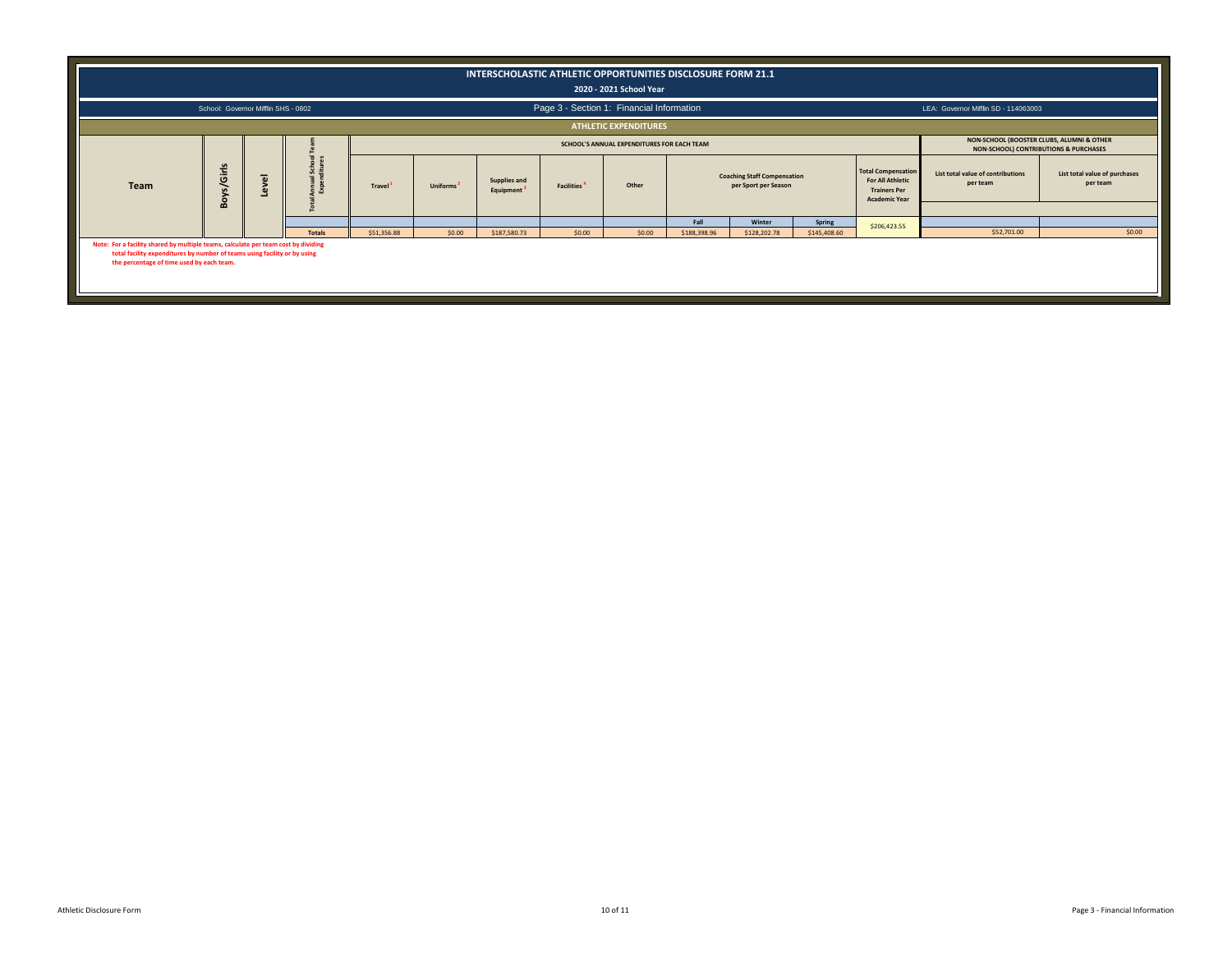# INTERSCHOLASTIC ATHLETIC OPPORTUNITIES DISCLOSURE FORM 21.1

## 2020 - 2021 School Year

School: Governor Mifflin SHS - 0802

Page 3 - Section 1: Financial Information

LEA: Governor Mifflin SD - 114063003

### ATHLETIC EXPENDITURES

| Team | Boys/Girls | Level | Total Annual School Team Expenditures | SCHOOL'S ANNUAL EXPENDITURES FOR EACH TEAM | | | | | | | | | NON-SCHOOL (BOOSTER CLUBS, ALUMNI & OTHER NON-SCHOOL) CONTRIBUTIONS & PURCHASES | |
|---|---|---|---|---|---|---|---|---|---|---|---|---|---|---|
| | | | | Travel [1] | Uniforms [2] | Supplies and Equipment [3] | Facilities [4] | Other | Coaching Staff Compensation per Sport per Season | | | Total Compensation For All Athletic Trainers Per Academic Year | List total value of contributions per team | List total value of purchases per team |
| | | | | | | | | | Fall | Winter | Spring | | | |
| | | | Totals | $51,356.88 | $0.00 | $187,580.73 | $0.00 | $0.00 | $188,398.96 | $128,202.78 | $145,408.60 | $206,423.55 | $52,701.00 | $0.00 |

Note: For a facility shared by multiple teams, calculate per team cost by dividing total facility expenditures by number of teams using facility or by using the percentage of time used by each team.